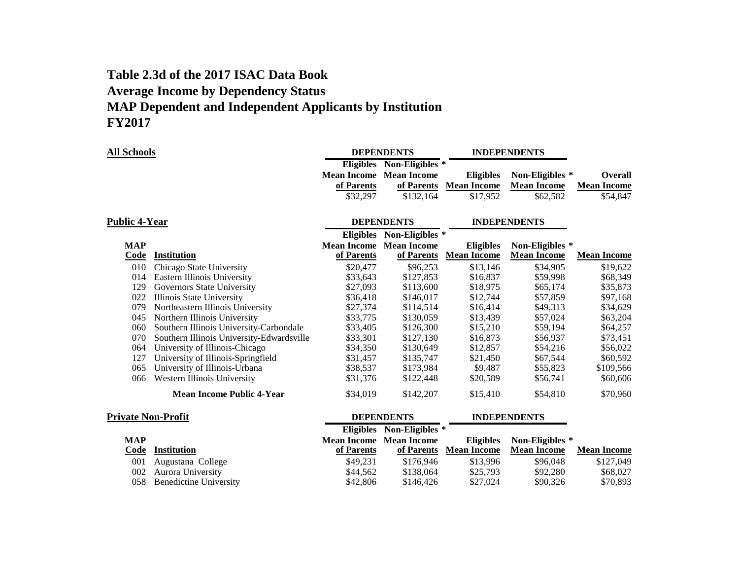# Table 2.3d of the 2017 ISAC Data Book
# Average Income by Dependency Status
# MAP Dependent and Independent Applicants by Institution
# FY2017

**All Schools**

| DEPENDENTS | | INDEPENDENTS | | |
|---|---|---|---|---|
| Eligibles Mean Income of Parents | Non-Eligibles * Mean Income of Parents | Eligibles Mean Income | Non-Eligibles * Mean Income | Overall Mean Income |
| $32,297 | $132,164 | $17,952 | $62,582 | $54,847 |

**Public 4-Year**

| | | DEPENDENTS | | INDEPENDENTS | | |
|---|---|---|---|---|---|---|
| MAP Code | Institution | Eligibles Mean Income of Parents | Non-Eligibles * Mean Income of Parents | Eligibles Mean Income | Non-Eligibles * Mean Income | Mean Income |
| 010 | Chicago State University | $20,477 | $96,253 | $13,146 | $34,905 | $19,622 |
| 014 | Eastern Illinois University | $33,643 | $127,853 | $16,837 | $59,998 | $68,349 |
| 129 | Governors State University | $27,093 | $113,600 | $18,975 | $65,174 | $35,873 |
| 022 | Illinois State University | $36,418 | $146,017 | $12,744 | $57,859 | $97,168 |
| 079 | Northeastern Illinois University | $27,374 | $114,514 | $16,414 | $49,313 | $34,629 |
| 045 | Northern Illinois University | $33,775 | $130,059 | $13,439 | $57,024 | $63,204 |
| 060 | Southern Illinois University-Carbondale | $33,405 | $126,300 | $15,210 | $59,194 | $64,257 |
| 070 | Southern Illinois University-Edwardsville | $33,301 | $127,130 | $16,873 | $56,937 | $73,451 |
| 064 | University of Illinois-Chicago | $34,350 | $130,649 | $12,857 | $54,216 | $56,022 |
| 127 | University of Illinois-Springfield | $31,457 | $135,747 | $21,450 | $67,544 | $60,592 |
| 065 | University of Illinois-Urbana | $38,537 | $173,984 | $9,487 | $55,823 | $109,566 |
| 066 | Western Illinois University | $31,376 | $122,448 | $20,589 | $56,741 | $60,606 |
| | **Mean Income Public 4-Year** | $34,019 | $142,207 | $15,410 | $54,810 | $70,960 |

**Private Non-Profit**

| | | DEPENDENTS | | INDEPENDENTS | | |
|---|---|---|---|---|---|---|
| MAP Code | Institution | Eligibles Mean Income of Parents | Non-Eligibles * Mean Income of Parents | Eligibles Mean Income | Non-Eligibles * Mean Income | Mean Income |
| 001 | Augustana College | $49,231 | $176,946 | $13,996 | $96,048 | $127,049 |
| 002 | Aurora University | $44,562 | $138,064 | $25,793 | $92,280 | $68,027 |
| 058 | Benedictine University | $42,806 | $146,426 | $27,024 | $90,326 | $70,893 |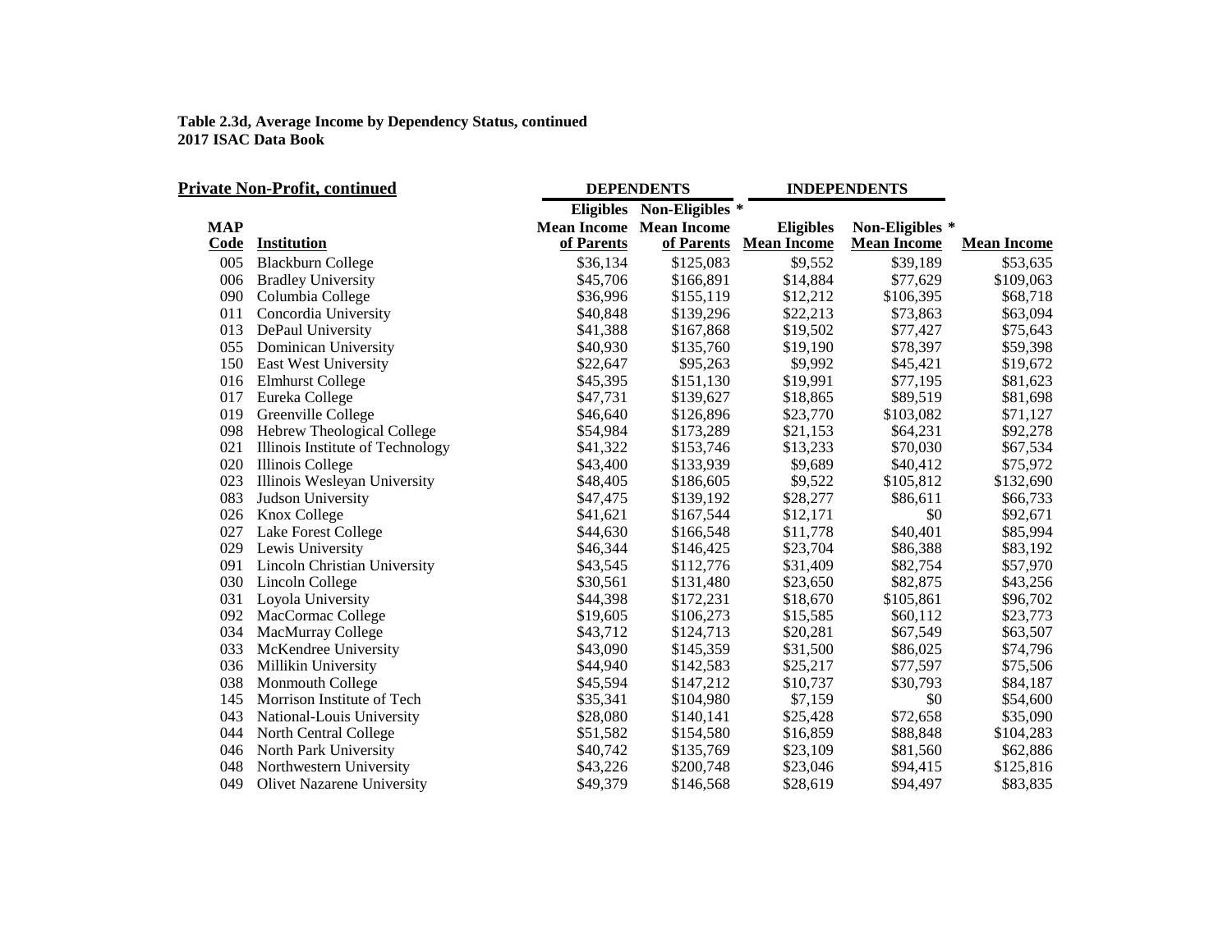**Table 2.3d, Average Income by Dependency Status, continued**
**2017 ISAC Data Book**

| **Private Non-Profit, continued** | | **DEPENDENTS** | | **INDEPENDENTS** | | |
|---|---|---|---|---|---|---|
| | | **Eligibles** | **Non-Eligibles *** | | | |
| **MAP Code** | **Institution** | **Mean Income of Parents** | **Mean Income of Parents** | **Eligibles Mean Income** | **Non-Eligibles * Mean Income** | **Mean Income** |
| 005 | Blackburn College | $36,134 | $125,083 | $9,552 | $39,189 | $53,635 |
| 006 | Bradley University | $45,706 | $166,891 | $14,884 | $77,629 | $109,063 |
| 090 | Columbia College | $36,996 | $155,119 | $12,212 | $106,395 | $68,718 |
| 011 | Concordia University | $40,848 | $139,296 | $22,213 | $73,863 | $63,094 |
| 013 | DePaul University | $41,388 | $167,868 | $19,502 | $77,427 | $75,643 |
| 055 | Dominican University | $40,930 | $135,760 | $19,190 | $78,397 | $59,398 |
| 150 | East West University | $22,647 | $95,263 | $9,992 | $45,421 | $19,672 |
| 016 | Elmhurst College | $45,395 | $151,130 | $19,991 | $77,195 | $81,623 |
| 017 | Eureka College | $47,731 | $139,627 | $18,865 | $89,519 | $81,698 |
| 019 | Greenville College | $46,640 | $126,896 | $23,770 | $103,082 | $71,127 |
| 098 | Hebrew Theological College | $54,984 | $173,289 | $21,153 | $64,231 | $92,278 |
| 021 | Illinois Institute of Technology | $41,322 | $153,746 | $13,233 | $70,030 | $67,534 |
| 020 | Illinois College | $43,400 | $133,939 | $9,689 | $40,412 | $75,972 |
| 023 | Illinois Wesleyan University | $48,405 | $186,605 | $9,522 | $105,812 | $132,690 |
| 083 | Judson University | $47,475 | $139,192 | $28,277 | $86,611 | $66,733 |
| 026 | Knox College | $41,621 | $167,544 | $12,171 | $0 | $92,671 |
| 027 | Lake Forest College | $44,630 | $166,548 | $11,778 | $40,401 | $85,994 |
| 029 | Lewis University | $46,344 | $146,425 | $23,704 | $86,388 | $83,192 |
| 091 | Lincoln Christian University | $43,545 | $112,776 | $31,409 | $82,754 | $57,970 |
| 030 | Lincoln College | $30,561 | $131,480 | $23,650 | $82,875 | $43,256 |
| 031 | Loyola University | $44,398 | $172,231 | $18,670 | $105,861 | $96,702 |
| 092 | MacCormac College | $19,605 | $106,273 | $15,585 | $60,112 | $23,773 |
| 034 | MacMurray College | $43,712 | $124,713 | $20,281 | $67,549 | $63,507 |
| 033 | McKendree University | $43,090 | $145,359 | $31,500 | $86,025 | $74,796 |
| 036 | Millikin University | $44,940 | $142,583 | $25,217 | $77,597 | $75,506 |
| 038 | Monmouth College | $45,594 | $147,212 | $10,737 | $30,793 | $84,187 |
| 145 | Morrison Institute of Tech | $35,341 | $104,980 | $7,159 | $0 | $54,600 |
| 043 | National-Louis University | $28,080 | $140,141 | $25,428 | $72,658 | $35,090 |
| 044 | North Central College | $51,582 | $154,580 | $16,859 | $88,848 | $104,283 |
| 046 | North Park University | $40,742 | $135,769 | $23,109 | $81,560 | $62,886 |
| 048 | Northwestern University | $43,226 | $200,748 | $23,046 | $94,415 | $125,816 |
| 049 | Olivet Nazarene University | $49,379 | $146,568 | $28,619 | $94,497 | $83,835 |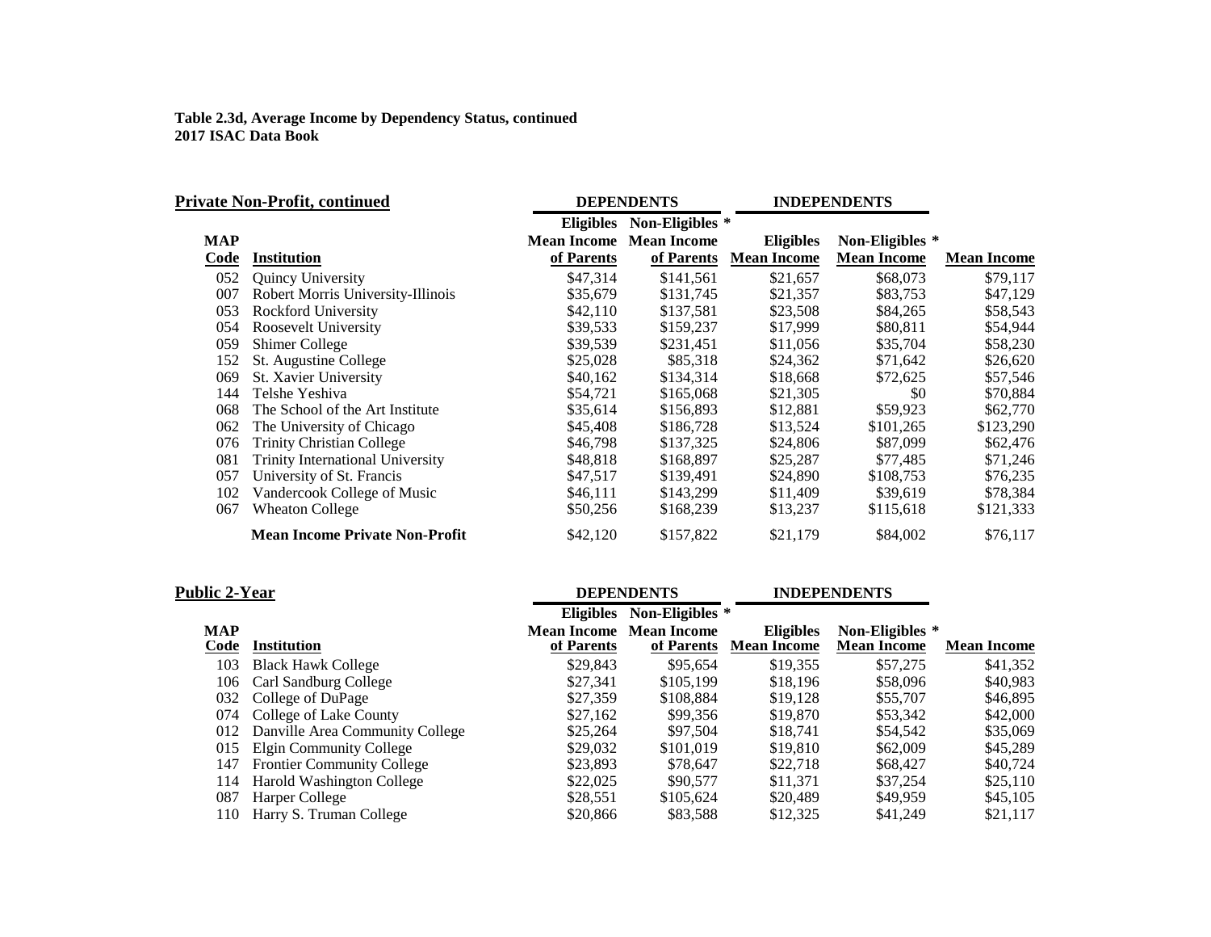**Table 2.3d, Average Income by Dependency Status, continued**
**2017 ISAC Data Book**

**Private Non-Profit, continued**

| MAP Code | Institution | DEPENDENTS Eligibles Mean Income of Parents | DEPENDENTS Non-Eligibles * Mean Income of Parents | INDEPENDENTS Eligibles Mean Income | INDEPENDENTS Non-Eligibles * Mean Income | Mean Income |
|---|---|---|---|---|---|---|
| 052 | Quincy University | $47,314 | $141,561 | $21,657 | $68,073 | $79,117 |
| 007 | Robert Morris University-Illinois | $35,679 | $131,745 | $21,357 | $83,753 | $47,129 |
| 053 | Rockford University | $42,110 | $137,581 | $23,508 | $84,265 | $58,543 |
| 054 | Roosevelt University | $39,533 | $159,237 | $17,999 | $80,811 | $54,944 |
| 059 | Shimer College | $39,539 | $231,451 | $11,056 | $35,704 | $58,230 |
| 152 | St. Augustine College | $25,028 | $85,318 | $24,362 | $71,642 | $26,620 |
| 069 | St. Xavier University | $40,162 | $134,314 | $18,668 | $72,625 | $57,546 |
| 144 | Telshe Yeshiva | $54,721 | $165,068 | $21,305 | $0 | $70,884 |
| 068 | The School of the Art Institute | $35,614 | $156,893 | $12,881 | $59,923 | $62,770 |
| 062 | The University of Chicago | $45,408 | $186,728 | $13,524 | $101,265 | $123,290 |
| 076 | Trinity Christian College | $46,798 | $137,325 | $24,806 | $87,099 | $62,476 |
| 081 | Trinity International University | $48,818 | $168,897 | $25,287 | $77,485 | $71,246 |
| 057 | University of St. Francis | $47,517 | $139,491 | $24,890 | $108,753 | $76,235 |
| 102 | Vandercook College of Music | $46,111 | $143,299 | $11,409 | $39,619 | $78,384 |
| 067 | Wheaton College | $50,256 | $168,239 | $13,237 | $115,618 | $121,333 |
| | **Mean Income Private Non-Profit** | $42,120 | $157,822 | $21,179 | $84,002 | $76,117 |

**Public 2-Year**

| MAP Code | Institution | DEPENDENTS Eligibles Mean Income of Parents | DEPENDENTS Non-Eligibles * Mean Income of Parents | INDEPENDENTS Eligibles Mean Income | INDEPENDENTS Non-Eligibles * Mean Income | Mean Income |
|---|---|---|---|---|---|---|
| 103 | Black Hawk College | $29,843 | $95,654 | $19,355 | $57,275 | $41,352 |
| 106 | Carl Sandburg College | $27,341 | $105,199 | $18,196 | $58,096 | $40,983 |
| 032 | College of DuPage | $27,359 | $108,884 | $19,128 | $55,707 | $46,895 |
| 074 | College of Lake County | $27,162 | $99,356 | $19,870 | $53,342 | $42,000 |
| 012 | Danville Area Community College | $25,264 | $97,504 | $18,741 | $54,542 | $35,069 |
| 015 | Elgin Community College | $29,032 | $101,019 | $19,810 | $62,009 | $45,289 |
| 147 | Frontier Community College | $23,893 | $78,647 | $22,718 | $68,427 | $40,724 |
| 114 | Harold Washington College | $22,025 | $90,577 | $11,371 | $37,254 | $25,110 |
| 087 | Harper College | $28,551 | $105,624 | $20,489 | $49,959 | $45,105 |
| 110 | Harry S. Truman College | $20,866 | $83,588 | $12,325 | $41,249 | $21,117 |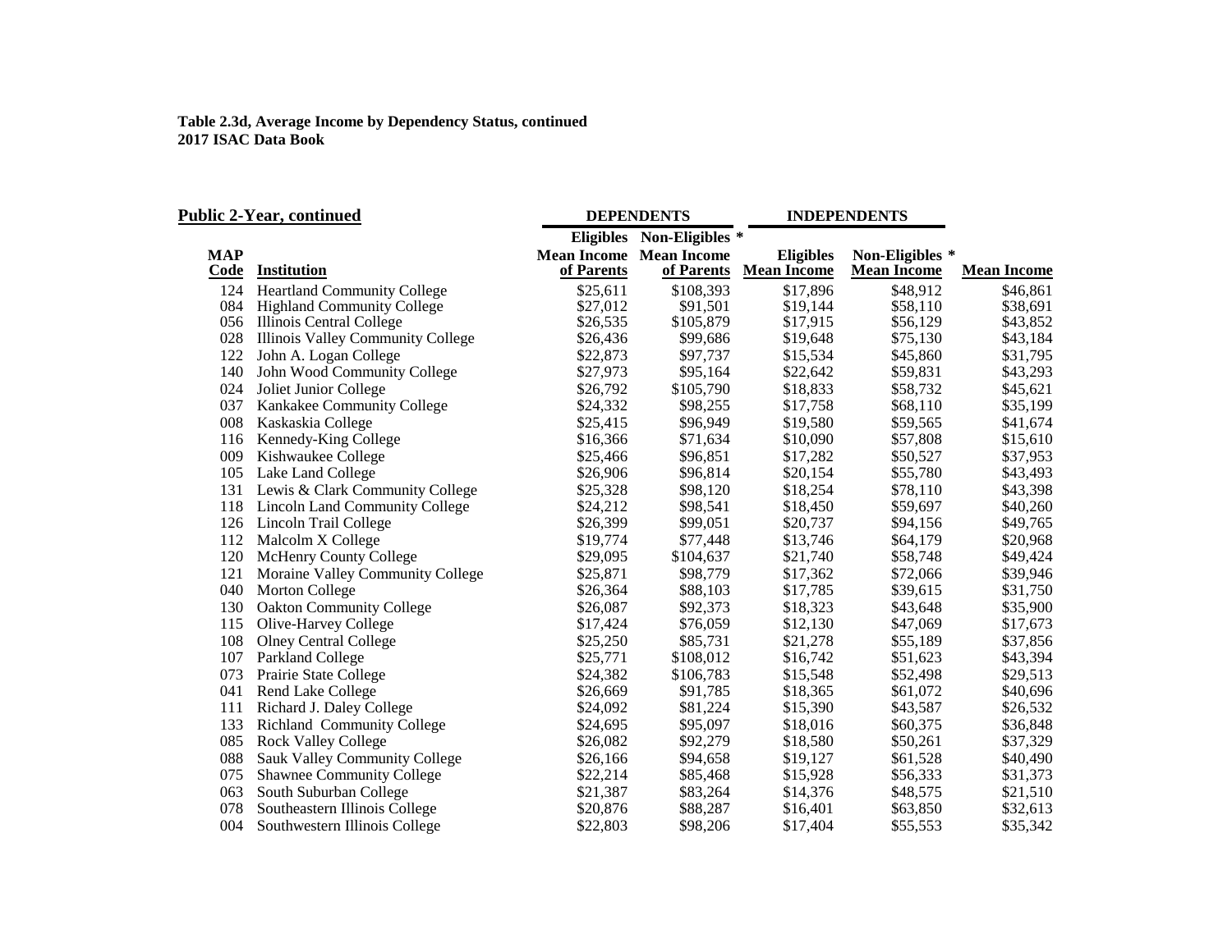**Table 2.3d, Average Income by Dependency Status, continued**
**2017 ISAC Data Book**

| **Public 2-Year, continued** | | DEPENDENTS | | INDEPENDENTS | | |
|---|---|---|---|---|---|---|
| | | Eligibles | Non-Eligibles * | | | |
| **MAP Code** | **Institution** | **Mean Income of Parents** | **Mean Income of Parents** | **Eligibles Mean Income** | **Non-Eligibles * Mean Income** | **Mean Income** |
| 124 | Heartland Community College | $25,611 | $108,393 | $17,896 | $48,912 | $46,861 |
| 084 | Highland Community College | $27,012 | $91,501 | $19,144 | $58,110 | $38,691 |
| 056 | Illinois Central College | $26,535 | $105,879 | $17,915 | $56,129 | $43,852 |
| 028 | Illinois Valley Community College | $26,436 | $99,686 | $19,648 | $75,130 | $43,184 |
| 122 | John A. Logan College | $22,873 | $97,737 | $15,534 | $45,860 | $31,795 |
| 140 | John Wood Community College | $27,973 | $95,164 | $22,642 | $59,831 | $43,293 |
| 024 | Joliet Junior College | $26,792 | $105,790 | $18,833 | $58,732 | $45,621 |
| 037 | Kankakee Community College | $24,332 | $98,255 | $17,758 | $68,110 | $35,199 |
| 008 | Kaskaskia College | $25,415 | $96,949 | $19,580 | $59,565 | $41,674 |
| 116 | Kennedy-King College | $16,366 | $71,634 | $10,090 | $57,808 | $15,610 |
| 009 | Kishwaukee College | $25,466 | $96,851 | $17,282 | $50,527 | $37,953 |
| 105 | Lake Land College | $26,906 | $96,814 | $20,154 | $55,780 | $43,493 |
| 131 | Lewis & Clark Community College | $25,328 | $98,120 | $18,254 | $78,110 | $43,398 |
| 118 | Lincoln Land Community College | $24,212 | $98,541 | $18,450 | $59,697 | $40,260 |
| 126 | Lincoln Trail College | $26,399 | $99,051 | $20,737 | $94,156 | $49,765 |
| 112 | Malcolm X College | $19,774 | $77,448 | $13,746 | $64,179 | $20,968 |
| 120 | McHenry County College | $29,095 | $104,637 | $21,740 | $58,748 | $49,424 |
| 121 | Moraine Valley Community College | $25,871 | $98,779 | $17,362 | $72,066 | $39,946 |
| 040 | Morton College | $26,364 | $88,103 | $17,785 | $39,615 | $31,750 |
| 130 | Oakton Community College | $26,087 | $92,373 | $18,323 | $43,648 | $35,900 |
| 115 | Olive-Harvey College | $17,424 | $76,059 | $12,130 | $47,069 | $17,673 |
| 108 | Olney Central College | $25,250 | $85,731 | $21,278 | $55,189 | $37,856 |
| 107 | Parkland College | $25,771 | $108,012 | $16,742 | $51,623 | $43,394 |
| 073 | Prairie State College | $24,382 | $106,783 | $15,548 | $52,498 | $29,513 |
| 041 | Rend Lake College | $26,669 | $91,785 | $18,365 | $61,072 | $40,696 |
| 111 | Richard J. Daley College | $24,092 | $81,224 | $15,390 | $43,587 | $26,532 |
| 133 | Richland Community College | $24,695 | $95,097 | $18,016 | $60,375 | $36,848 |
| 085 | Rock Valley College | $26,082 | $92,279 | $18,580 | $50,261 | $37,329 |
| 088 | Sauk Valley Community College | $26,166 | $94,658 | $19,127 | $61,528 | $40,490 |
| 075 | Shawnee Community College | $22,214 | $85,468 | $15,928 | $56,333 | $31,373 |
| 063 | South Suburban College | $21,387 | $83,264 | $14,376 | $48,575 | $21,510 |
| 078 | Southeastern Illinois College | $20,876 | $88,287 | $16,401 | $63,850 | $32,613 |
| 004 | Southwestern Illinois College | $22,803 | $98,206 | $17,404 | $55,553 | $35,342 |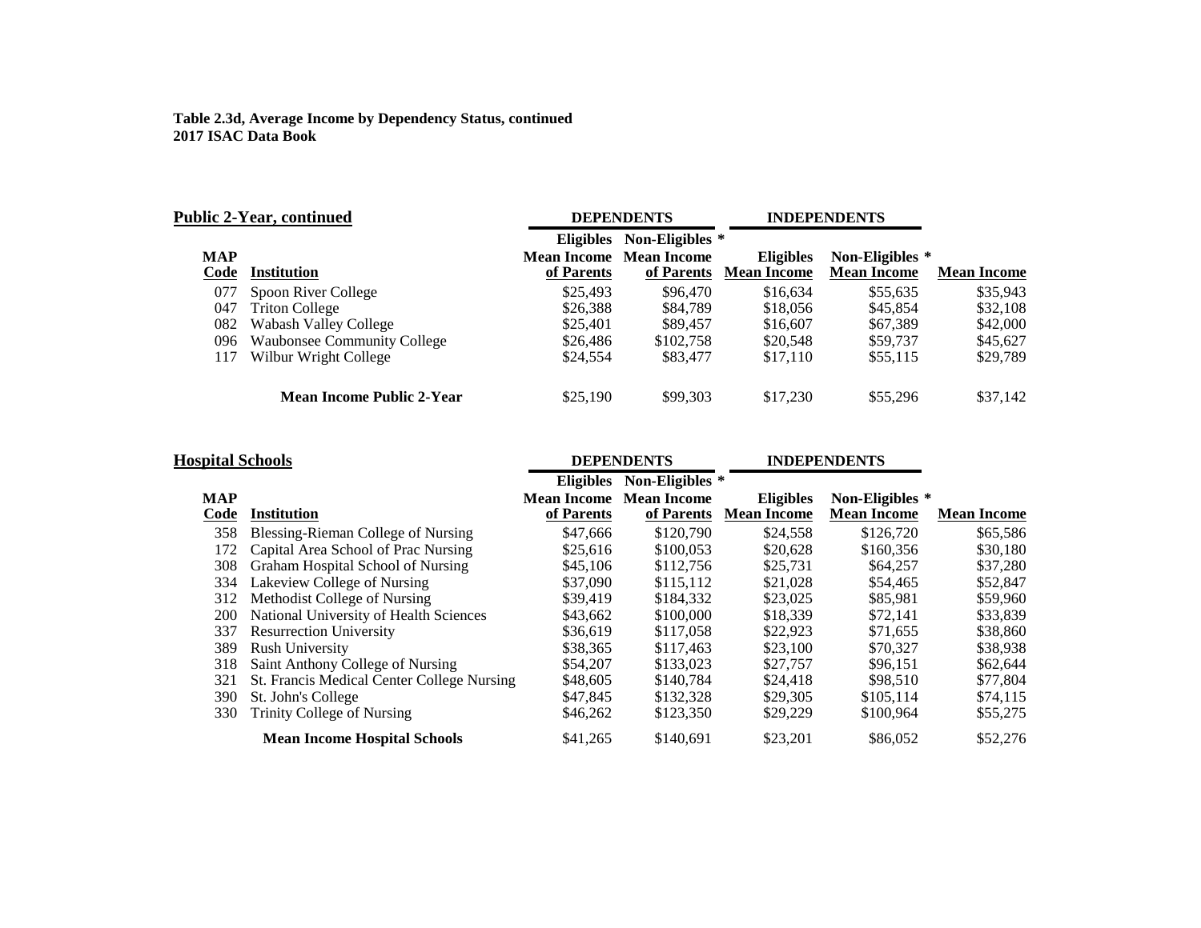**Table 2.3d, Average Income by Dependency Status, continued**
**2017 ISAC Data Book**

**Public 2-Year, continued**

| MAP Code | Institution | DEPENDENTS Eligibles Mean Income of Parents | DEPENDENTS Non-Eligibles * Mean Income of Parents | INDEPENDENTS Eligibles Mean Income | INDEPENDENTS Non-Eligibles * Mean Income | Mean Income |
|---|---|---|---|---|---|---|
| 077 | Spoon River College | $25,493 | $96,470 | $16,634 | $55,635 | $35,943 |
| 047 | Triton College | $26,388 | $84,789 | $18,056 | $45,854 | $32,108 |
| 082 | Wabash Valley College | $25,401 | $89,457 | $16,607 | $67,389 | $42,000 |
| 096 | Waubonsee Community College | $26,486 | $102,758 | $20,548 | $59,737 | $45,627 |
| 117 | Wilbur Wright College | $24,554 | $83,477 | $17,110 | $55,115 | $29,789 |
| | **Mean Income Public 2-Year** | $25,190 | $99,303 | $17,230 | $55,296 | $37,142 |

**Hospital Schools**

| MAP Code | Institution | DEPENDENTS Eligibles Mean Income of Parents | DEPENDENTS Non-Eligibles * Mean Income of Parents | INDEPENDENTS Eligibles Mean Income | INDEPENDENTS Non-Eligibles * Mean Income | Mean Income |
|---|---|---|---|---|---|---|
| 358 | Blessing-Rieman College of Nursing | $47,666 | $120,790 | $24,558 | $126,720 | $65,586 |
| 172 | Capital Area School of Prac Nursing | $25,616 | $100,053 | $20,628 | $160,356 | $30,180 |
| 308 | Graham Hospital School of Nursing | $45,106 | $112,756 | $25,731 | $64,257 | $37,280 |
| 334 | Lakeview College of Nursing | $37,090 | $115,112 | $21,028 | $54,465 | $52,847 |
| 312 | Methodist College of Nursing | $39,419 | $184,332 | $23,025 | $85,981 | $59,960 |
| 200 | National University of Health Sciences | $43,662 | $100,000 | $18,339 | $72,141 | $33,839 |
| 337 | Resurrection University | $36,619 | $117,058 | $22,923 | $71,655 | $38,860 |
| 389 | Rush University | $38,365 | $117,463 | $23,100 | $70,327 | $38,938 |
| 318 | Saint Anthony College of Nursing | $54,207 | $133,023 | $27,757 | $96,151 | $62,644 |
| 321 | St. Francis Medical Center College Nursing | $48,605 | $140,784 | $24,418 | $98,510 | $77,804 |
| 390 | St. John's College | $47,845 | $132,328 | $29,305 | $105,114 | $74,115 |
| 330 | Trinity College of Nursing | $46,262 | $123,350 | $29,229 | $100,964 | $55,275 |
| | **Mean Income Hospital Schools** | $41,265 | $140,691 | $23,201 | $86,052 | $52,276 |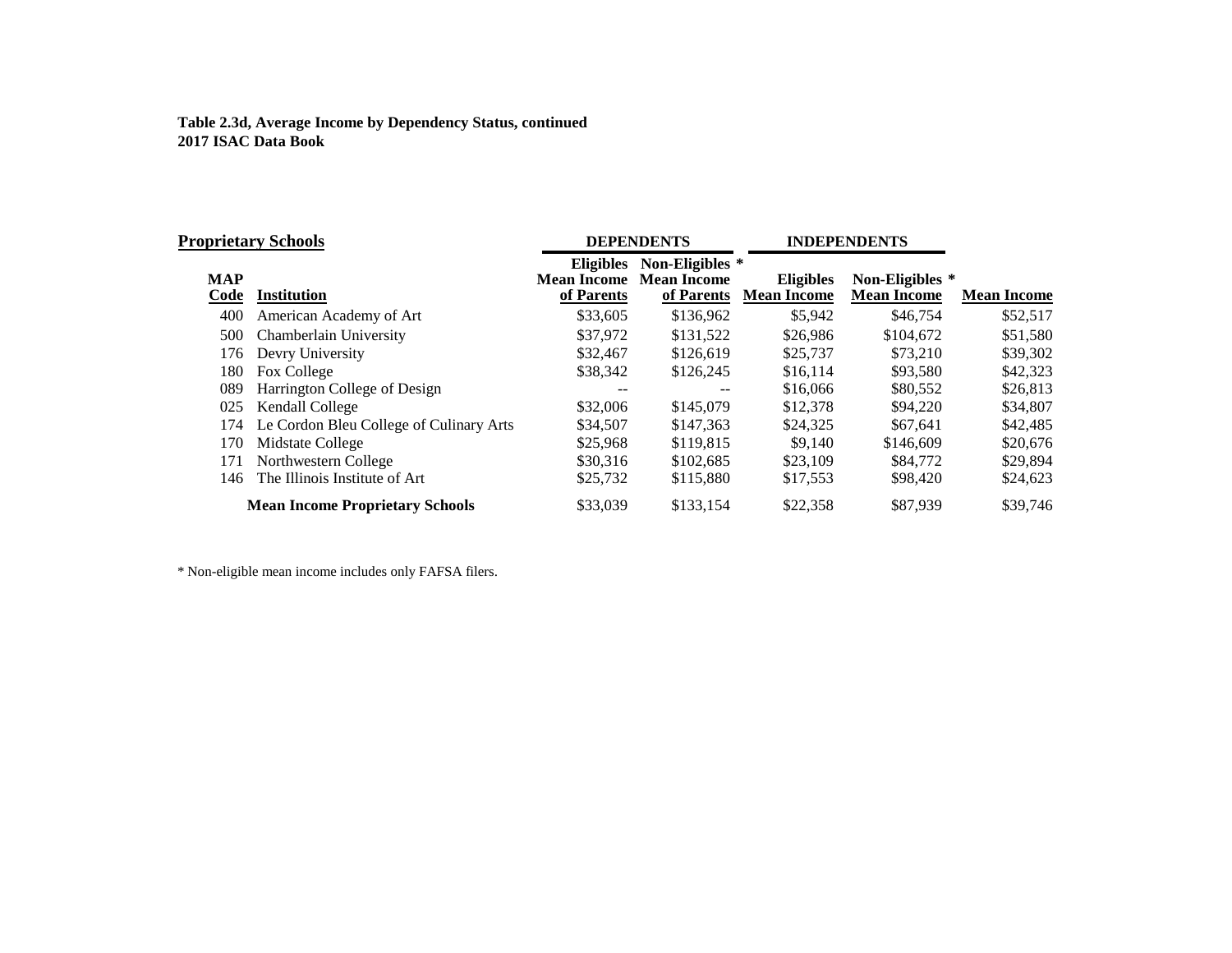**Table 2.3d, Average Income by Dependency Status, continued**
**2017 ISAC Data Book**

| Proprietary Schools | | DEPENDENTS | | INDEPENDENTS | | |
|---|---|---|---|---|---|---|
| MAP Code | Institution | Eligibles Mean Income of Parents | Non-Eligibles * Mean Income of Parents | Eligibles Mean Income | Non-Eligibles * Mean Income | Mean Income |
| 400 | American Academy of Art | $33,605 | $136,962 | $5,942 | $46,754 | $52,517 |
| 500 | Chamberlain University | $37,972 | $131,522 | $26,986 | $104,672 | $51,580 |
| 176 | Devry University | $32,467 | $126,619 | $25,737 | $73,210 | $39,302 |
| 180 | Fox College | $38,342 | $126,245 | $16,114 | $93,580 | $42,323 |
| 089 | Harrington College of Design | -- | -- | $16,066 | $80,552 | $26,813 |
| 025 | Kendall College | $32,006 | $145,079 | $12,378 | $94,220 | $34,807 |
| 174 | Le Cordon Bleu College of Culinary Arts | $34,507 | $147,363 | $24,325 | $67,641 | $42,485 |
| 170 | Midstate College | $25,968 | $119,815 | $9,140 | $146,609 | $20,676 |
| 171 | Northwestern College | $30,316 | $102,685 | $23,109 | $84,772 | $29,894 |
| 146 | The Illinois Institute of Art | $25,732 | $115,880 | $17,553 | $98,420 | $24,623 |
| | **Mean Income Proprietary Schools** | $33,039 | $133,154 | $22,358 | $87,939 | $39,746 |

* Non-eligible mean income includes only FAFSA filers.